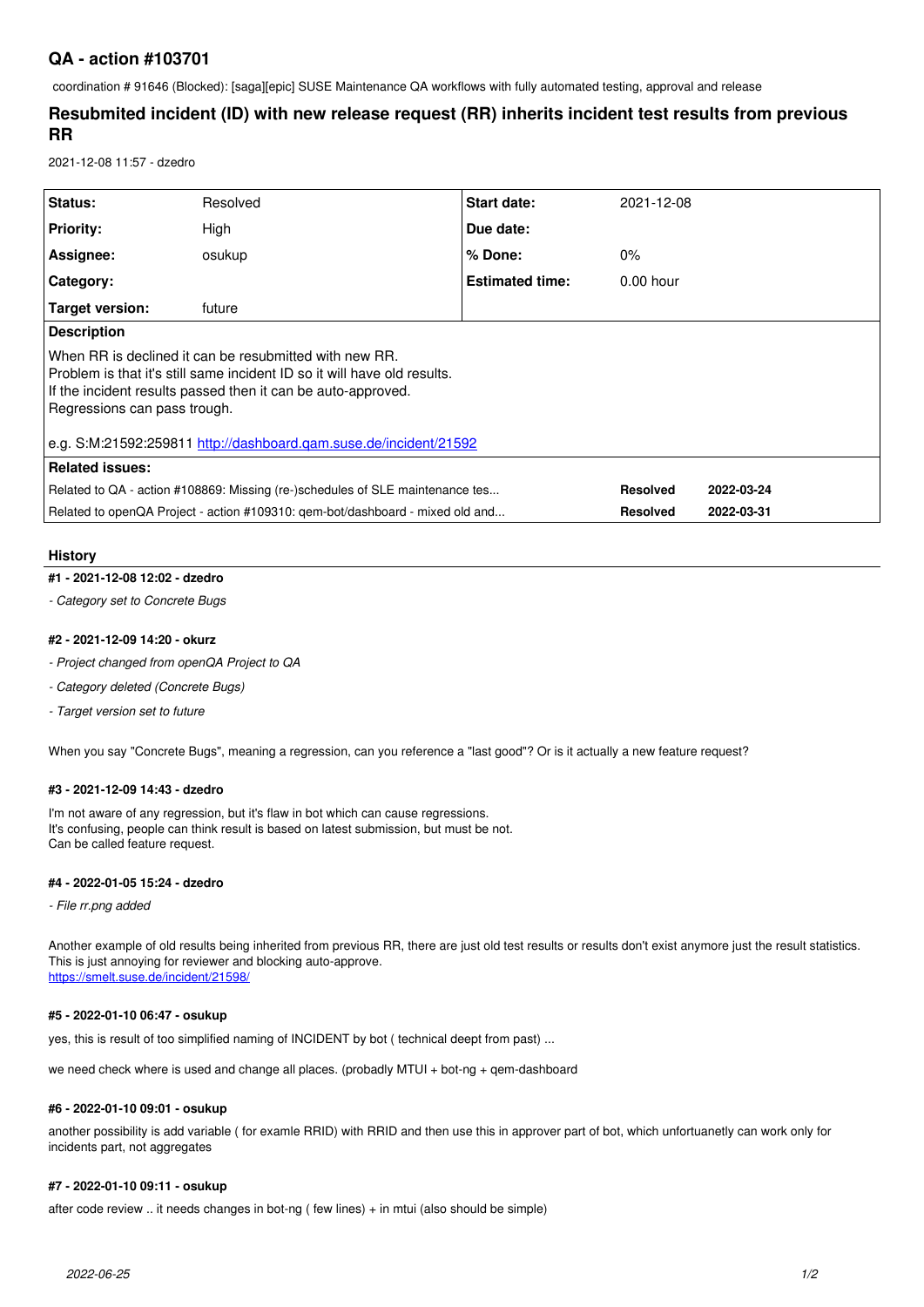# QA - action #103701

coordination # 91646 (Blocked): [saga][epic] SUSE Maintenance QA workflows with fully automated testing, approval and release

## Resubmited incident (ID) with new release request (RR) inherits incident test results from previous RR

2021-12-08 11:57 - dzedro

| | | | |
|---|---|---|---|
| **Status:** | Resolved | **Start date:** | 2021-12-08 |
| **Priority:** | High | **Due date:** | |
| **Assignee:** | osukup | **% Done:** | 0% |
| **Category:** | | **Estimated time:** | 0.00 hour |
| **Target version:** | future | | |

**Description**

When RR is declined it can be resubmitted with new RR.
Problem is that it's still same incident ID so it will have old results.
If the incident results passed then it can be auto-approved.
Regressions can pass trough.

e.g. S:M:21592:259811 http://dashboard.qam.suse.de/incident/21592

**Related issues:**

| | | |
|---|---|---|
| Related to QA - action #108869: Missing (re-)schedules of SLE maintenance tes... | **Resolved** | **2022-03-24** |
| Related to openQA Project - action #109310: qem-bot/dashboard - mixed old and... | **Resolved** | **2022-03-31** |

### History

#### #1 - 2021-12-08 12:02 - dzedro

*- Category set to Concrete Bugs*

#### #2 - 2021-12-09 14:20 - okurz

*- Project changed from openQA Project to QA*

*- Category deleted (Concrete Bugs)*

*- Target version set to future*

When you say "Concrete Bugs", meaning a regression, can you reference a "last good"? Or is it actually a new feature request?

#### #3 - 2021-12-09 14:43 - dzedro

I'm not aware of any regression, but it's flaw in bot which can cause regressions.
It's confusing, people can think result is based on latest submission, but must be not.
Can be called feature request.

#### #4 - 2022-01-05 15:24 - dzedro

*- File rr.png added*

Another example of old results being inherited from previous RR, there are just old test results or results don't exist anymore just the result statistics.
This is just annoying for reviewer and blocking auto-approve.
https://smelt.suse.de/incident/21598/

#### #5 - 2022-01-10 06:47 - osukup

yes, this is result of too simplified naming of INCIDENT by bot ( technical deept from past) ...

we need check where is used and change all places. (probadly MTUI + bot-ng + qem-dashboard

#### #6 - 2022-01-10 09:01 - osukup

another possibility is add variable ( for examle RRID) with RRID and then use this in approver part of bot, which unfortuanetly can work only for incidents part, not aggregates

#### #7 - 2022-01-10 09:11 - osukup

after code review .. it needs changes in bot-ng ( few lines) + in mtui (also should be simple)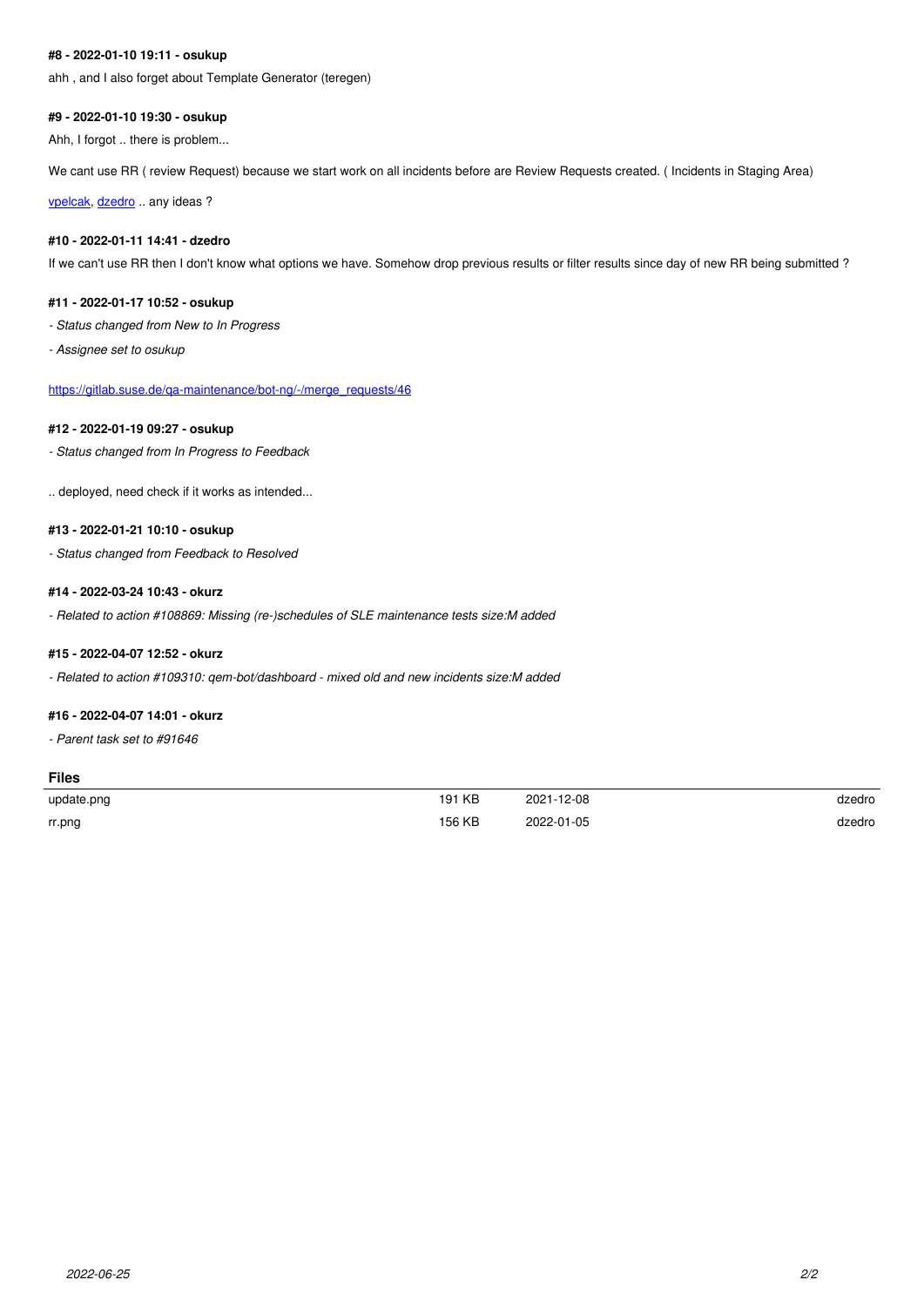#### #8 - 2022-01-10 19:11 - osukup

ahh , and I also forget about Template Generator (teregen)

#### #9 - 2022-01-10 19:30 - osukup

Ahh, I forgot .. there is problem...

We cant use RR ( review Request) because we start work on all incidents before are Review Requests created. ( Incidents in Staging Area)

[vpelcak](vpelcak), [dzedro](dzedro) .. any ideas ?

#### #10 - 2022-01-11 14:41 - dzedro

If we can't use RR then I don't know what options we have. Somehow drop previous results or filter results since day of new RR being submitted ?

#### #11 - 2022-01-17 10:52 - osukup

- *Status changed from New to In Progress*
- *Assignee set to osukup*

[https://gitlab.suse.de/qa-maintenance/bot-ng/-/merge_requests/46](https://gitlab.suse.de/qa-maintenance/bot-ng/-/merge_requests/46)

#### #12 - 2022-01-19 09:27 - osukup

- *Status changed from In Progress to Feedback*

.. deployed, need check if it works as intended...

#### #13 - 2022-01-21 10:10 - osukup

- *Status changed from Feedback to Resolved*

#### #14 - 2022-03-24 10:43 - okurz

- *Related to action #108869: Missing (re-)schedules of SLE maintenance tests size:M added*

#### #15 - 2022-04-07 12:52 - okurz

- *Related to action #109310: qem-bot/dashboard - mixed old and new incidents size:M added*

#### #16 - 2022-04-07 14:01 - okurz

- *Parent task set to #91646*

### Files

| | | | |
|---|---|---|---|
| update.png | 191 KB | 2021-12-08 | dzedro |
| rr.png | 156 KB | 2022-01-05 | dzedro |